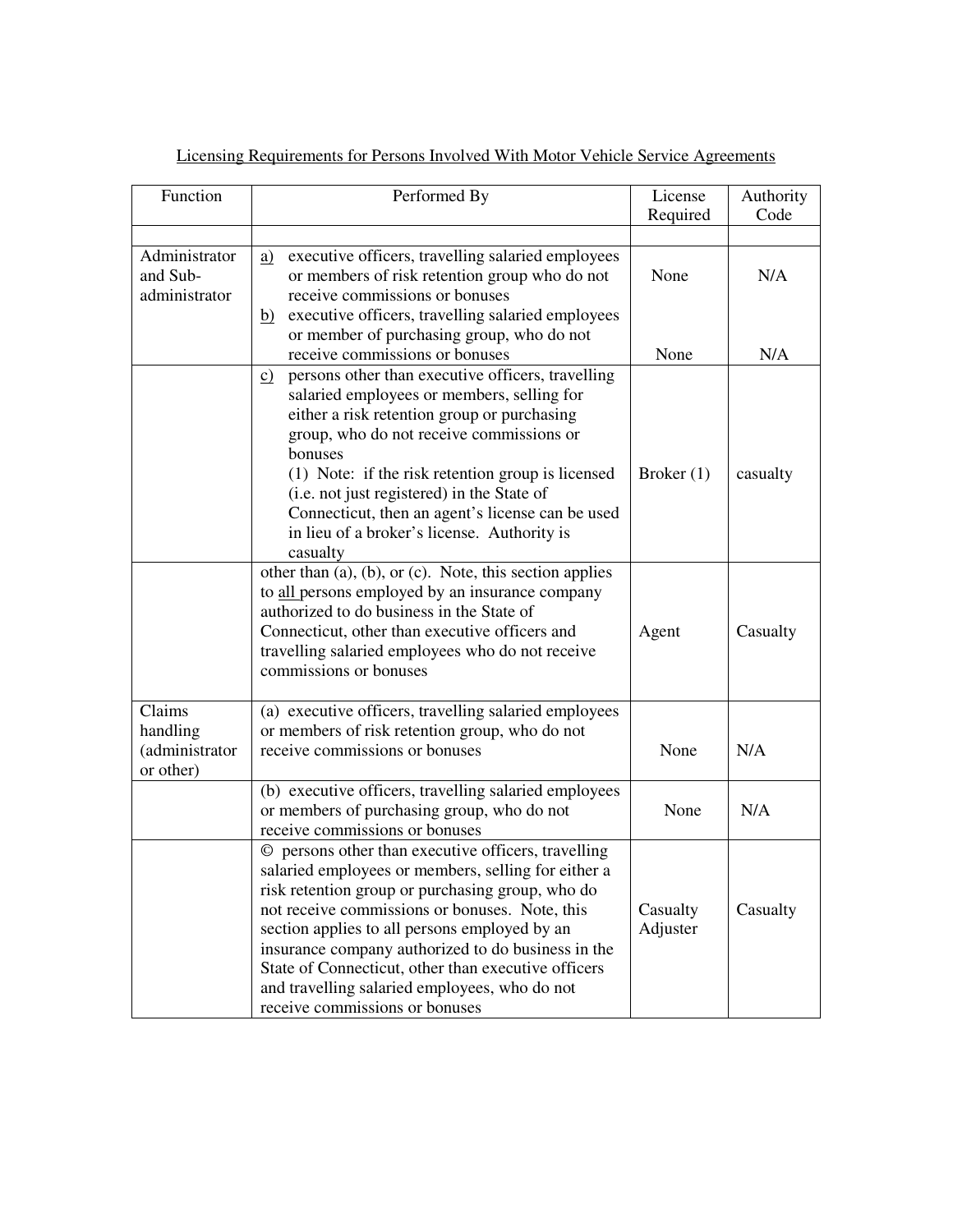Licensing Requirements for Persons Involved With Motor Vehicle Service Agreements

| Function | Performed By | License Required | Authority Code |
| --- | --- | --- | --- |
| | | | |
| Administrator and Sub-administrator | a) executive officers, travelling salaried employees or members of risk retention group who do not receive commissions or bonuses<br>b) executive officers, travelling salaried employees or member of purchasing group, who do not receive commissions or bonuses | None<br><br>None | N/A<br><br>N/A |
| | c) persons other than executive officers, travelling salaried employees or members, selling for either a risk retention group or purchasing group, who do not receive commissions or bonuses<br>(1) Note: if the risk retention group is licensed (i.e. not just registered) in the State of Connecticut, then an agent's license can be used in lieu of a broker's license. Authority is casualty | Broker (1) | casualty |
| | other than (a), (b), or (c). Note, this section applies to all persons employed by an insurance company authorized to do business in the State of Connecticut, other than executive officers and travelling salaried employees who do not receive commissions or bonuses | Agent | Casualty |
| Claims handling (administrator or other) | (a) executive officers, travelling salaried employees or members of risk retention group, who do not receive commissions or bonuses | None | N/A |
| | (b) executive officers, travelling salaried employees or members of purchasing group, who do not receive commissions or bonuses | None | N/A |
| | © persons other than executive officers, travelling salaried employees or members, selling for either a risk retention group or purchasing group, who do not receive commissions or bonuses. Note, this section applies to all persons employed by an insurance company authorized to do business in the State of Connecticut, other than executive officers and travelling salaried employees, who do not receive commissions or bonuses | Casualty Adjuster | Casualty |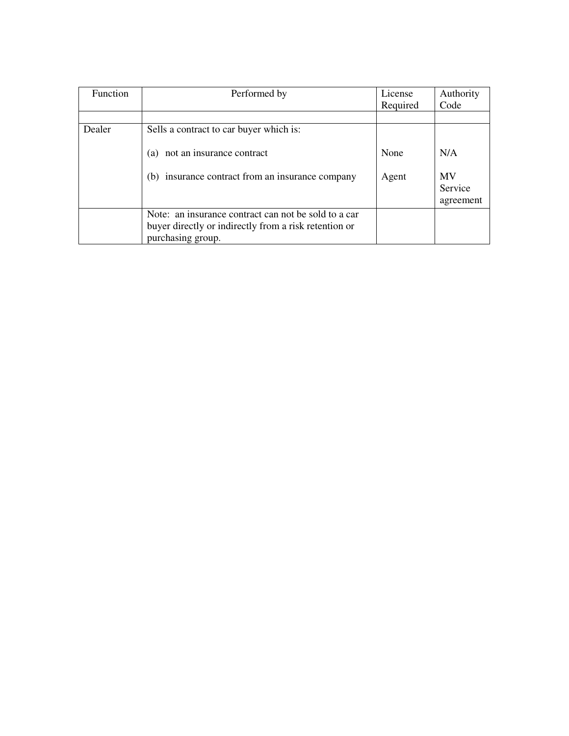| Function | Performed by | License Required | Authority Code |
| --- | --- | --- | --- |
| | | | |
| Dealer | Sells a contract to car buyer which is:<br><br>(a) not an insurance contract<br><br>(b) insurance contract from an insurance company | <br><br>None<br><br>Agent | <br><br>N/A<br><br>MV Service agreement |
| | Note: an insurance contract can not be sold to a car buyer directly or indirectly from a risk retention or purchasing group. | | |